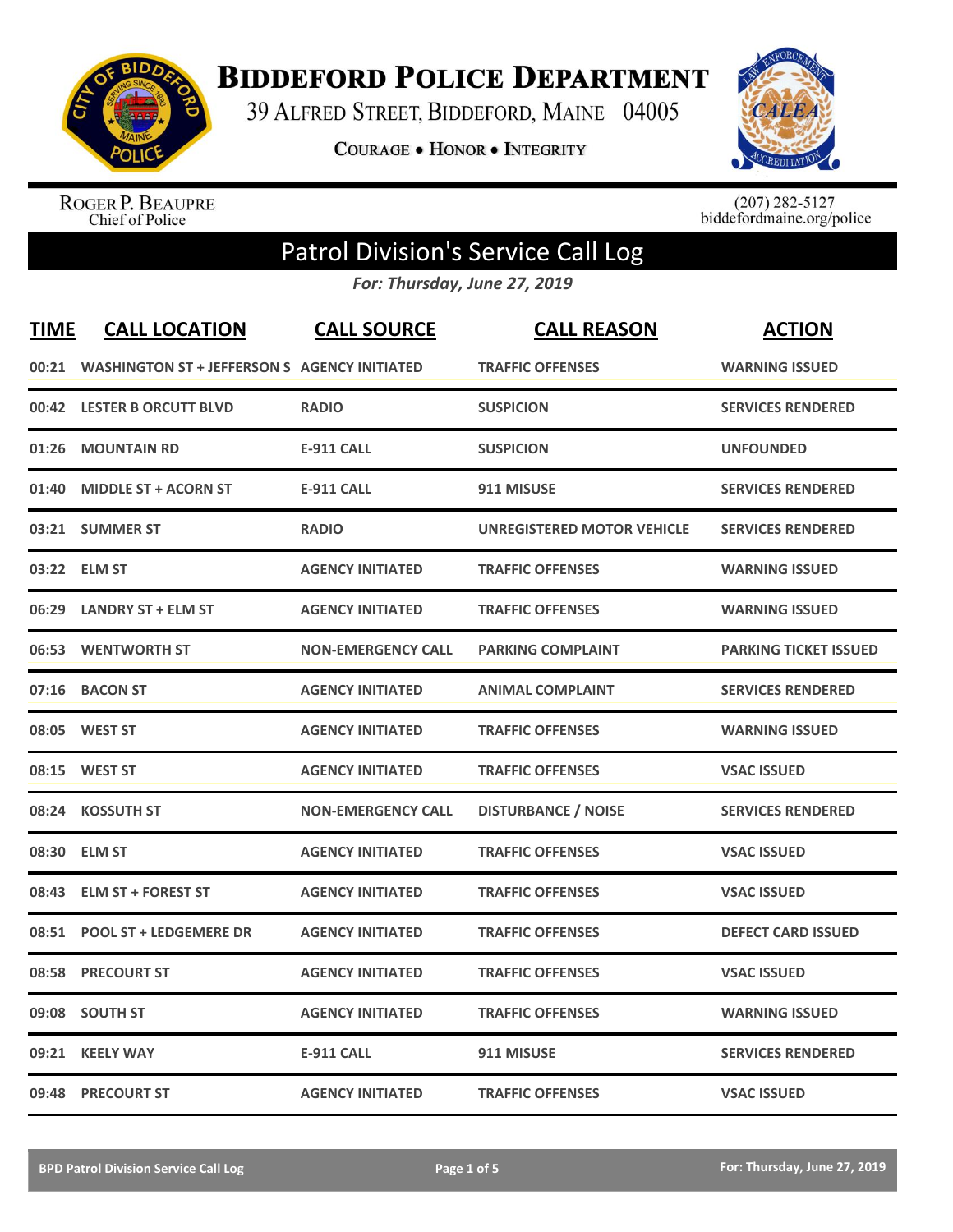# Biddeford Police Department

39 Alfred Street, Biddeford, Maine 04005

**Courage • Honor • Integrity**

Roger P. Beaupre
Chief of Police

(207) 282-5127
biddefordmaine.org/police

## Patrol Division's Service Call Log

*For: Thursday, June 27, 2019*

| TIME | CALL LOCATION | CALL SOURCE | CALL REASON | ACTION |
|---|---|---|---|---|
| 00:21 | WASHINGTON ST + JEFFERSON S | AGENCY INITIATED | TRAFFIC OFFENSES | WARNING ISSUED |
| 00:42 | LESTER B ORCUTT BLVD | RADIO | SUSPICION | SERVICES RENDERED |
| 01:26 | MOUNTAIN RD | E-911 CALL | SUSPICION | UNFOUNDED |
| 01:40 | MIDDLE ST + ACORN ST | E-911 CALL | 911 MISUSE | SERVICES RENDERED |
| 03:21 | SUMMER ST | RADIO | UNREGISTERED MOTOR VEHICLE | SERVICES RENDERED |
| 03:22 | ELM ST | AGENCY INITIATED | TRAFFIC OFFENSES | WARNING ISSUED |
| 06:29 | LANDRY ST + ELM ST | AGENCY INITIATED | TRAFFIC OFFENSES | WARNING ISSUED |
| 06:53 | WENTWORTH ST | NON-EMERGENCY CALL | PARKING COMPLAINT | PARKING TICKET ISSUED |
| 07:16 | BACON ST | AGENCY INITIATED | ANIMAL COMPLAINT | SERVICES RENDERED |
| 08:05 | WEST ST | AGENCY INITIATED | TRAFFIC OFFENSES | WARNING ISSUED |
| 08:15 | WEST ST | AGENCY INITIATED | TRAFFIC OFFENSES | VSAC ISSUED |
| 08:24 | KOSSUTH ST | NON-EMERGENCY CALL | DISTURBANCE / NOISE | SERVICES RENDERED |
| 08:30 | ELM ST | AGENCY INITIATED | TRAFFIC OFFENSES | VSAC ISSUED |
| 08:43 | ELM ST + FOREST ST | AGENCY INITIATED | TRAFFIC OFFENSES | VSAC ISSUED |
| 08:51 | POOL ST + LEDGEMERE DR | AGENCY INITIATED | TRAFFIC OFFENSES | DEFECT CARD ISSUED |
| 08:58 | PRECOURT ST | AGENCY INITIATED | TRAFFIC OFFENSES | VSAC ISSUED |
| 09:08 | SOUTH ST | AGENCY INITIATED | TRAFFIC OFFENSES | WARNING ISSUED |
| 09:21 | KEELY WAY | E-911 CALL | 911 MISUSE | SERVICES RENDERED |
| 09:48 | PRECOURT ST | AGENCY INITIATED | TRAFFIC OFFENSES | VSAC ISSUED |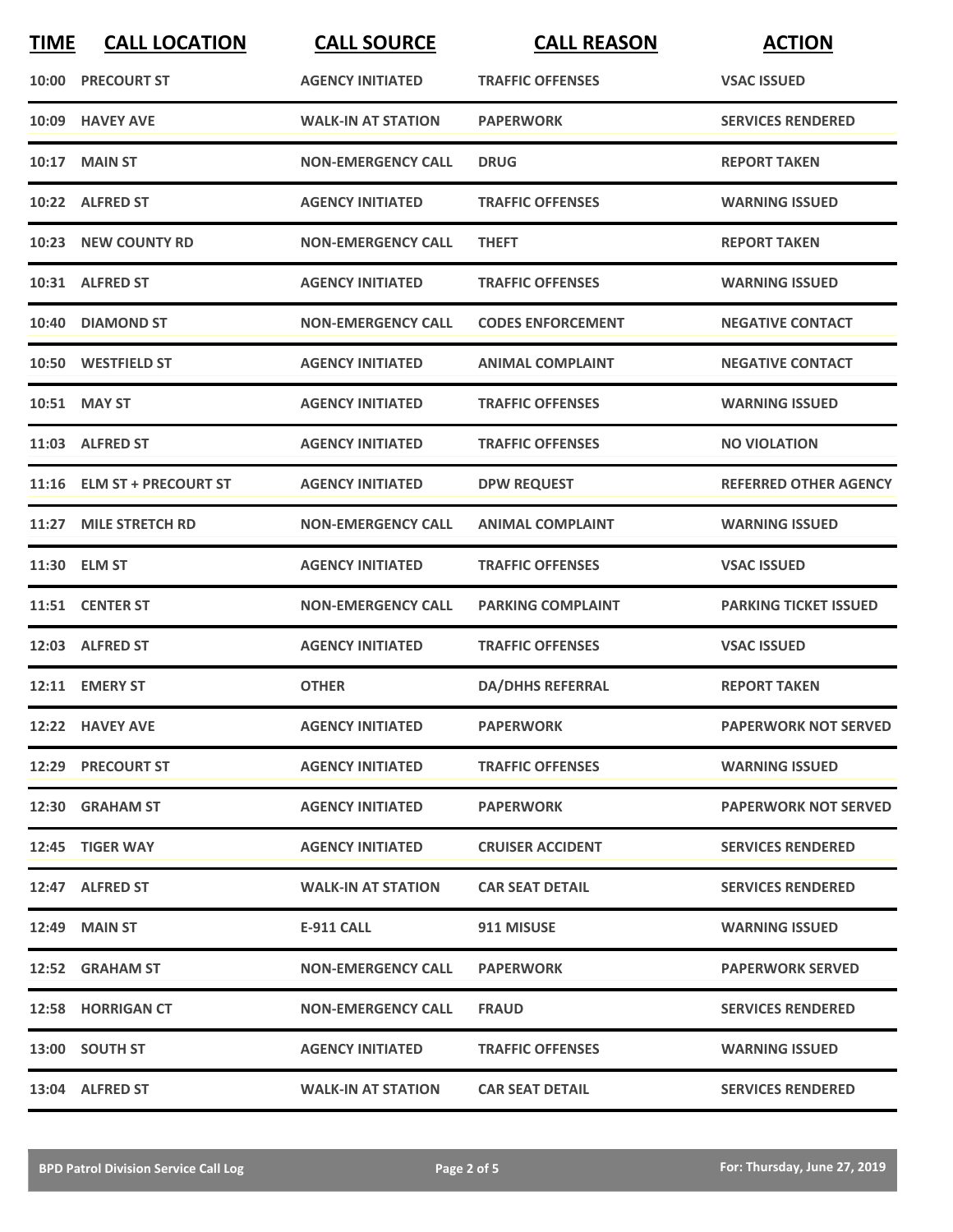| TIME | CALL LOCATION | CALL SOURCE | CALL REASON | ACTION |
|---|---|---|---|---|
| 10:00 | PRECOURT ST | AGENCY INITIATED | TRAFFIC OFFENSES | VSAC ISSUED |
| 10:09 | HAVEY AVE | WALK-IN AT STATION | PAPERWORK | SERVICES RENDERED |
| 10:17 | MAIN ST | NON-EMERGENCY CALL | DRUG | REPORT TAKEN |
| 10:22 | ALFRED ST | AGENCY INITIATED | TRAFFIC OFFENSES | WARNING ISSUED |
| 10:23 | NEW COUNTY RD | NON-EMERGENCY CALL | THEFT | REPORT TAKEN |
| 10:31 | ALFRED ST | AGENCY INITIATED | TRAFFIC OFFENSES | WARNING ISSUED |
| 10:40 | DIAMOND ST | NON-EMERGENCY CALL | CODES ENFORCEMENT | NEGATIVE CONTACT |
| 10:50 | WESTFIELD ST | AGENCY INITIATED | ANIMAL COMPLAINT | NEGATIVE CONTACT |
| 10:51 | MAY ST | AGENCY INITIATED | TRAFFIC OFFENSES | WARNING ISSUED |
| 11:03 | ALFRED ST | AGENCY INITIATED | TRAFFIC OFFENSES | NO VIOLATION |
| 11:16 | ELM ST + PRECOURT ST | AGENCY INITIATED | DPW REQUEST | REFERRED OTHER AGENCY |
| 11:27 | MILE STRETCH RD | NON-EMERGENCY CALL | ANIMAL COMPLAINT | WARNING ISSUED |
| 11:30 | ELM ST | AGENCY INITIATED | TRAFFIC OFFENSES | VSAC ISSUED |
| 11:51 | CENTER ST | NON-EMERGENCY CALL | PARKING COMPLAINT | PARKING TICKET ISSUED |
| 12:03 | ALFRED ST | AGENCY INITIATED | TRAFFIC OFFENSES | VSAC ISSUED |
| 12:11 | EMERY ST | OTHER | DA/DHHS REFERRAL | REPORT TAKEN |
| 12:22 | HAVEY AVE | AGENCY INITIATED | PAPERWORK | PAPERWORK NOT SERVED |
| 12:29 | PRECOURT ST | AGENCY INITIATED | TRAFFIC OFFENSES | WARNING ISSUED |
| 12:30 | GRAHAM ST | AGENCY INITIATED | PAPERWORK | PAPERWORK NOT SERVED |
| 12:45 | TIGER WAY | AGENCY INITIATED | CRUISER ACCIDENT | SERVICES RENDERED |
| 12:47 | ALFRED ST | WALK-IN AT STATION | CAR SEAT DETAIL | SERVICES RENDERED |
| 12:49 | MAIN ST | E-911 CALL | 911 MISUSE | WARNING ISSUED |
| 12:52 | GRAHAM ST | NON-EMERGENCY CALL | PAPERWORK | PAPERWORK SERVED |
| 12:58 | HORRIGAN CT | NON-EMERGENCY CALL | FRAUD | SERVICES RENDERED |
| 13:00 | SOUTH ST | AGENCY INITIATED | TRAFFIC OFFENSES | WARNING ISSUED |
| 13:04 | ALFRED ST | WALK-IN AT STATION | CAR SEAT DETAIL | SERVICES RENDERED |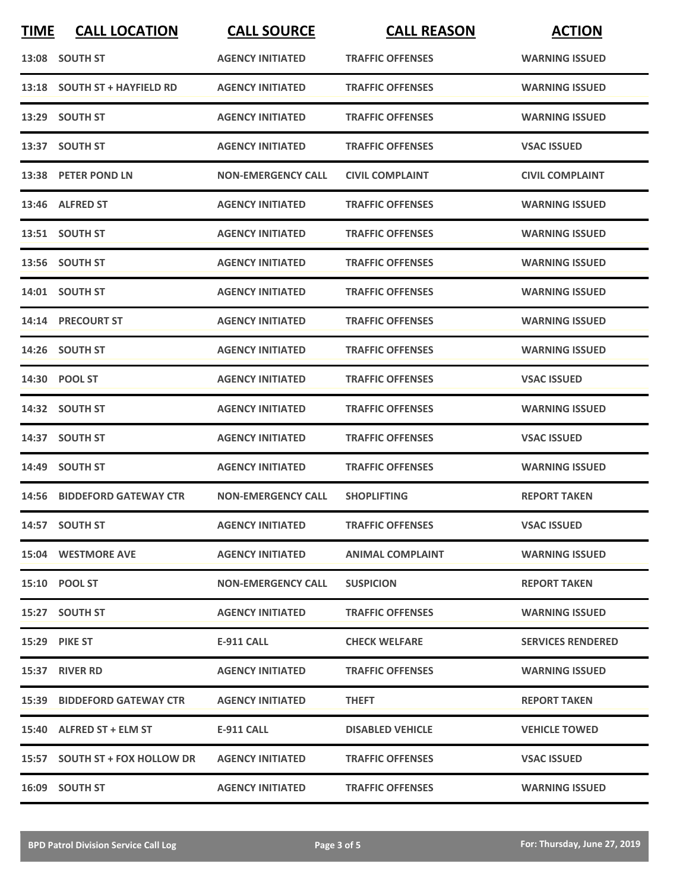| TIME | CALL LOCATION | CALL SOURCE | CALL REASON | ACTION |
|---|---|---|---|---|
| 13:08 | SOUTH ST | AGENCY INITIATED | TRAFFIC OFFENSES | WARNING ISSUED |
| 13:18 | SOUTH ST + HAYFIELD RD | AGENCY INITIATED | TRAFFIC OFFENSES | WARNING ISSUED |
| 13:29 | SOUTH ST | AGENCY INITIATED | TRAFFIC OFFENSES | WARNING ISSUED |
| 13:37 | SOUTH ST | AGENCY INITIATED | TRAFFIC OFFENSES | VSAC ISSUED |
| 13:38 | PETER POND LN | NON-EMERGENCY CALL | CIVIL COMPLAINT | CIVIL COMPLAINT |
| 13:46 | ALFRED ST | AGENCY INITIATED | TRAFFIC OFFENSES | WARNING ISSUED |
| 13:51 | SOUTH ST | AGENCY INITIATED | TRAFFIC OFFENSES | WARNING ISSUED |
| 13:56 | SOUTH ST | AGENCY INITIATED | TRAFFIC OFFENSES | WARNING ISSUED |
| 14:01 | SOUTH ST | AGENCY INITIATED | TRAFFIC OFFENSES | WARNING ISSUED |
| 14:14 | PRECOURT ST | AGENCY INITIATED | TRAFFIC OFFENSES | WARNING ISSUED |
| 14:26 | SOUTH ST | AGENCY INITIATED | TRAFFIC OFFENSES | WARNING ISSUED |
| 14:30 | POOL ST | AGENCY INITIATED | TRAFFIC OFFENSES | VSAC ISSUED |
| 14:32 | SOUTH ST | AGENCY INITIATED | TRAFFIC OFFENSES | WARNING ISSUED |
| 14:37 | SOUTH ST | AGENCY INITIATED | TRAFFIC OFFENSES | VSAC ISSUED |
| 14:49 | SOUTH ST | AGENCY INITIATED | TRAFFIC OFFENSES | WARNING ISSUED |
| 14:56 | BIDDEFORD GATEWAY CTR | NON-EMERGENCY CALL | SHOPLIFTING | REPORT TAKEN |
| 14:57 | SOUTH ST | AGENCY INITIATED | TRAFFIC OFFENSES | VSAC ISSUED |
| 15:04 | WESTMORE AVE | AGENCY INITIATED | ANIMAL COMPLAINT | WARNING ISSUED |
| 15:10 | POOL ST | NON-EMERGENCY CALL | SUSPICION | REPORT TAKEN |
| 15:27 | SOUTH ST | AGENCY INITIATED | TRAFFIC OFFENSES | WARNING ISSUED |
| 15:29 | PIKE ST | E-911 CALL | CHECK WELFARE | SERVICES RENDERED |
| 15:37 | RIVER RD | AGENCY INITIATED | TRAFFIC OFFENSES | WARNING ISSUED |
| 15:39 | BIDDEFORD GATEWAY CTR | AGENCY INITIATED | THEFT | REPORT TAKEN |
| 15:40 | ALFRED ST + ELM ST | E-911 CALL | DISABLED VEHICLE | VEHICLE TOWED |
| 15:57 | SOUTH ST + FOX HOLLOW DR | AGENCY INITIATED | TRAFFIC OFFENSES | VSAC ISSUED |
| 16:09 | SOUTH ST | AGENCY INITIATED | TRAFFIC OFFENSES | WARNING ISSUED |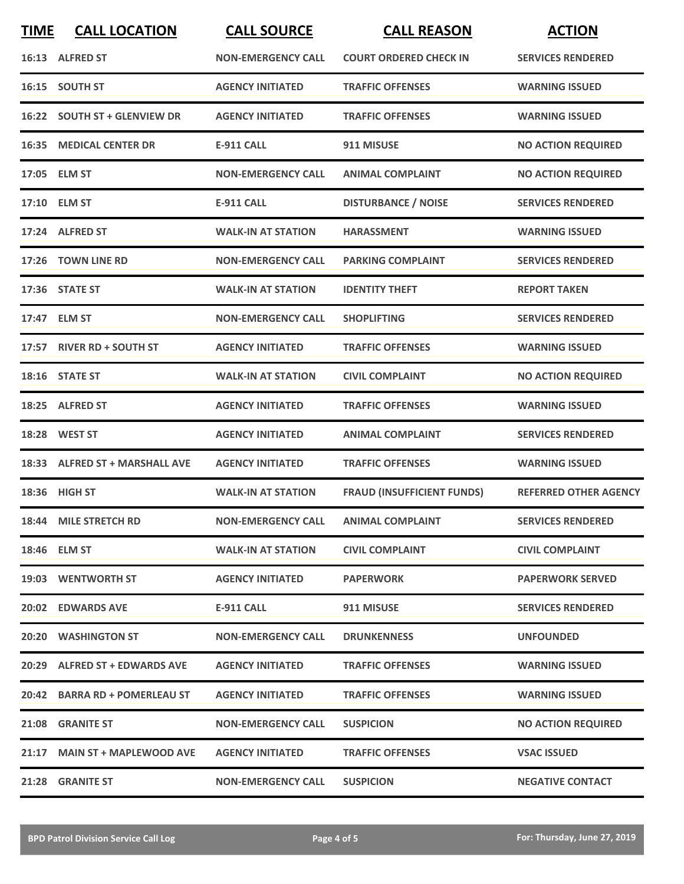| TIME | CALL LOCATION | CALL SOURCE | CALL REASON | ACTION |
|---|---|---|---|---|
| 16:13 | ALFRED ST | NON-EMERGENCY CALL | COURT ORDERED CHECK IN | SERVICES RENDERED |
| 16:15 | SOUTH ST | AGENCY INITIATED | TRAFFIC OFFENSES | WARNING ISSUED |
| 16:22 | SOUTH ST + GLENVIEW DR | AGENCY INITIATED | TRAFFIC OFFENSES | WARNING ISSUED |
| 16:35 | MEDICAL CENTER DR | E-911 CALL | 911 MISUSE | NO ACTION REQUIRED |
| 17:05 | ELM ST | NON-EMERGENCY CALL | ANIMAL COMPLAINT | NO ACTION REQUIRED |
| 17:10 | ELM ST | E-911 CALL | DISTURBANCE / NOISE | SERVICES RENDERED |
| 17:24 | ALFRED ST | WALK-IN AT STATION | HARASSMENT | WARNING ISSUED |
| 17:26 | TOWN LINE RD | NON-EMERGENCY CALL | PARKING COMPLAINT | SERVICES RENDERED |
| 17:36 | STATE ST | WALK-IN AT STATION | IDENTITY THEFT | REPORT TAKEN |
| 17:47 | ELM ST | NON-EMERGENCY CALL | SHOPLIFTING | SERVICES RENDERED |
| 17:57 | RIVER RD + SOUTH ST | AGENCY INITIATED | TRAFFIC OFFENSES | WARNING ISSUED |
| 18:16 | STATE ST | WALK-IN AT STATION | CIVIL COMPLAINT | NO ACTION REQUIRED |
| 18:25 | ALFRED ST | AGENCY INITIATED | TRAFFIC OFFENSES | WARNING ISSUED |
| 18:28 | WEST ST | AGENCY INITIATED | ANIMAL COMPLAINT | SERVICES RENDERED |
| 18:33 | ALFRED ST + MARSHALL AVE | AGENCY INITIATED | TRAFFIC OFFENSES | WARNING ISSUED |
| 18:36 | HIGH ST | WALK-IN AT STATION | FRAUD (INSUFFICIENT FUNDS) | REFERRED OTHER AGENCY |
| 18:44 | MILE STRETCH RD | NON-EMERGENCY CALL | ANIMAL COMPLAINT | SERVICES RENDERED |
| 18:46 | ELM ST | WALK-IN AT STATION | CIVIL COMPLAINT | CIVIL COMPLAINT |
| 19:03 | WENTWORTH ST | AGENCY INITIATED | PAPERWORK | PAPERWORK SERVED |
| 20:02 | EDWARDS AVE | E-911 CALL | 911 MISUSE | SERVICES RENDERED |
| 20:20 | WASHINGTON ST | NON-EMERGENCY CALL | DRUNKENNESS | UNFOUNDED |
| 20:29 | ALFRED ST + EDWARDS AVE | AGENCY INITIATED | TRAFFIC OFFENSES | WARNING ISSUED |
| 20:42 | BARRA RD + POMERLEAU ST | AGENCY INITIATED | TRAFFIC OFFENSES | WARNING ISSUED |
| 21:08 | GRANITE ST | NON-EMERGENCY CALL | SUSPICION | NO ACTION REQUIRED |
| 21:17 | MAIN ST + MAPLEWOOD AVE | AGENCY INITIATED | TRAFFIC OFFENSES | VSAC ISSUED |
| 21:28 | GRANITE ST | NON-EMERGENCY CALL | SUSPICION | NEGATIVE CONTACT |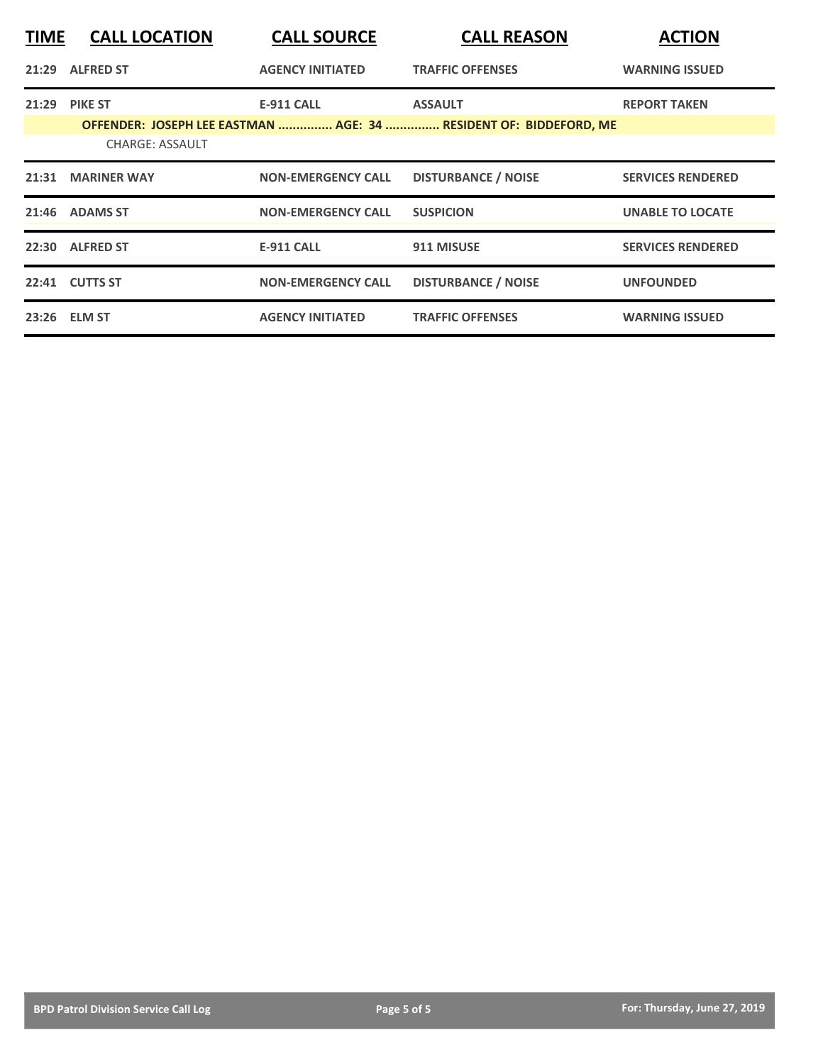| TIME | CALL LOCATION | CALL SOURCE | CALL REASON | ACTION |
|---|---|---|---|---|
| 21:29 | ALFRED ST | AGENCY INITIATED | TRAFFIC OFFENSES | WARNING ISSUED |
| 21:29 | PIKE ST | E-911 CALL | ASSAULT | REPORT TAKEN |
| | OFFENDER: JOSEPH LEE EASTMAN ............... AGE: 34 ............... RESIDENT OF: BIDDEFORD, ME | | | |
| | CHARGE: ASSAULT | | | |
| 21:31 | MARINER WAY | NON-EMERGENCY CALL | DISTURBANCE / NOISE | SERVICES RENDERED |
| 21:46 | ADAMS ST | NON-EMERGENCY CALL | SUSPICION | UNABLE TO LOCATE |
| 22:30 | ALFRED ST | E-911 CALL | 911 MISUSE | SERVICES RENDERED |
| 22:41 | CUTTS ST | NON-EMERGENCY CALL | DISTURBANCE / NOISE | UNFOUNDED |
| 23:26 | ELM ST | AGENCY INITIATED | TRAFFIC OFFENSES | WARNING ISSUED |